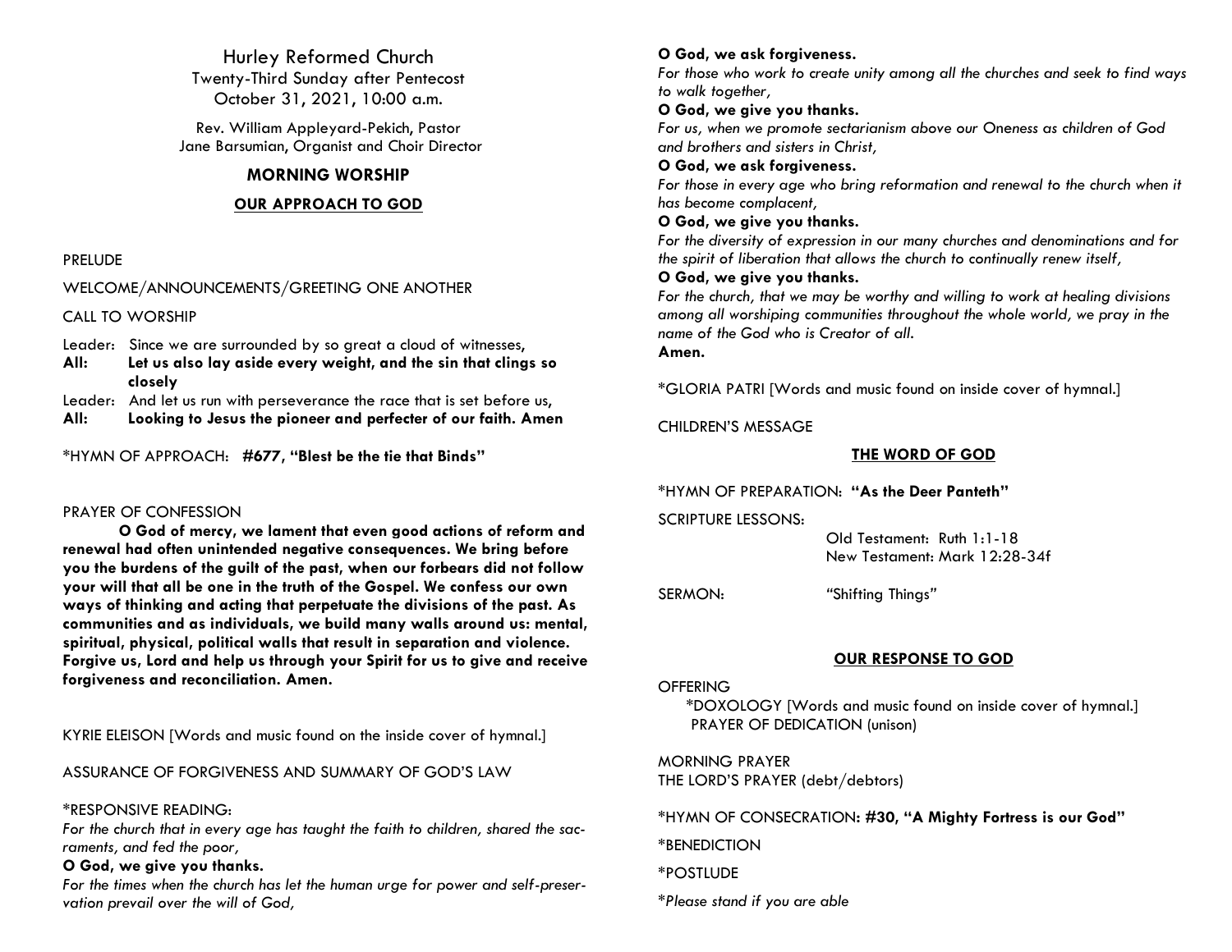# Hurley Reformed Church

Twenty-Third Sunday after Pentecost
October 31, 2021, 10:00 a.m.

Rev. William Appleyard-Pekich, Pastor
Jane Barsumian, Organist and Choir Director

## MORNING WORSHIP

### OUR APPROACH TO GOD

PRELUDE

WELCOME/ANNOUNCEMENTS/GREETING ONE ANOTHER

CALL TO WORSHIP

Leader: Since we are surrounded by so great a cloud of witnesses,
**All: Let us also lay aside every weight, and the sin that clings so closely**
Leader: And let us run with perseverance the race that is set before us,
**All: Looking to Jesus the pioneer and perfecter of our faith. Amen**

*HYMN OF APPROACH: **#677, "Blest be the tie that Binds"**

PRAYER OF CONFESSION

**O God of mercy, we lament that even good actions of reform and renewal had often unintended negative consequences. We bring before you the burdens of the guilt of the past, when our forbears did not follow your will that all be one in the truth of the Gospel. We confess our own ways of thinking and acting that perpetuate the divisions of the past. As communities and as individuals, we build many walls around us: mental, spiritual, physical, political walls that result in separation and violence. Forgive us, Lord and help us through your Spirit for us to give and receive forgiveness and reconciliation. Amen.**

KYRIE ELEISON [Words and music found on the inside cover of hymnal.]

ASSURANCE OF FORGIVENESS AND SUMMARY OF GOD'S LAW

*RESPONSIVE READING:

*For the church that in every age has taught the faith to children, shared the sacraments, and fed the poor,*
**O God, we give you thanks.**
*For the times when the church has let the human urge for power and self-preservation prevail over the will of God,*
**O God, we ask forgiveness.**
*For those who work to create unity among all the churches and seek to find ways to walk together,*
**O God, we give you thanks.**
*For us, when we promote sectarianism above our Oneness as children of God and brothers and sisters in Christ,*
**O God, we ask forgiveness.**
*For those in every age who bring reformation and renewal to the church when it has become complacent,*
**O God, we give you thanks.**
*For the diversity of expression in our many churches and denominations and for the spirit of liberation that allows the church to continually renew itself,*
**O God, we give you thanks.**
*For the church, that we may be worthy and willing to work at healing divisions among all worshiping communities throughout the whole world, we pray in the name of the God who is Creator of all.*
**Amen.**

*GLORIA PATRI [Words and music found on inside cover of hymnal.]

CHILDREN'S MESSAGE

### THE WORD OF GOD

*HYMN OF PREPARATION: **"As the Deer Panteth"**

SCRIPTURE LESSONS:
Old Testament: Ruth 1:1-18
New Testament: Mark 12:28-34f

SERMON: "Shifting Things"

### OUR RESPONSE TO GOD

OFFERING
*DOXOLOGY [Words and music found on inside cover of hymnal.]
PRAYER OF DEDICATION (unison)

MORNING PRAYER
THE LORD'S PRAYER (debt/debtors)

*HYMN OF CONSECRATION: **#30, "A Mighty Fortress is our God"**

*BENEDICTION

*POSTLUDE

**Please stand if you are able*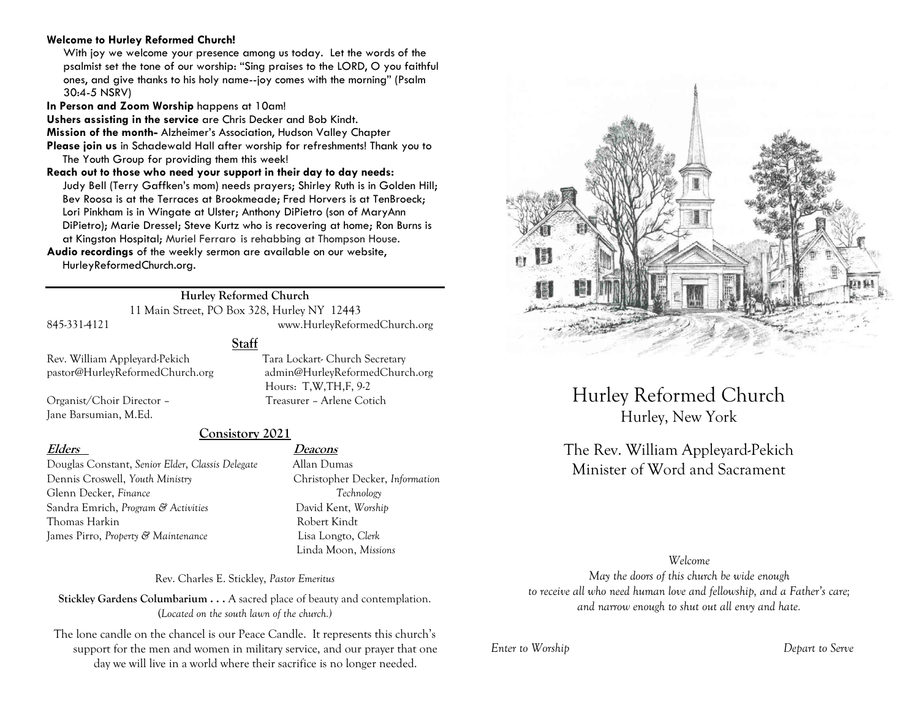**Welcome to Hurley Reformed Church!**

With joy we welcome your presence among us today. Let the words of the psalmist set the tone of our worship: "Sing praises to the LORD, O you faithful ones, and give thanks to his holy name--joy comes with the morning" (Psalm 30:4-5 NSRV)

**In Person and Zoom Worship** happens at 10am!

**Ushers assisting in the service** are Chris Decker and Bob Kindt.

**Mission of the month-** Alzheimer's Association, Hudson Valley Chapter

**Please join us** in Schadewald Hall after worship for refreshments! Thank you to The Youth Group for providing them this week!

**Reach out to those who need your support in their day to day needs:**
Judy Bell (Terry Gaffken's mom) needs prayers; Shirley Ruth is in Golden Hill; Bev Roosa is at the Terraces at Brookmeade; Fred Horvers is at TenBroeck; Lori Pinkham is in Wingate at Ulster; Anthony DiPietro (son of MaryAnn DiPietro); Marie Dressel; Steve Kurtz who is recovering at home; Ron Burns is at Kingston Hospital; Muriel Ferraro is rehabbing at Thompson House.

**Audio recordings** of the weekly sermon are available on our website, HurleyReformedChurch.org.

---

**Hurley Reformed Church**
11 Main Street, PO Box 328, Hurley NY 12443
845-331-4121 www.HurleyReformedChurch.org

## Staff

Rev. William Appleyard-Pekich
pastor@HurleyReformedChurch.org

Tara Lockart- Church Secretary
admin@HurleyReformedChurch.org
Hours: T,W,TH,F, 9-2

Organist/Choir Director – Jane Barsumian, M.Ed.

Treasurer – Arlene Cotich

## Consistory 2021

**Elders**

- Douglas Constant, *Senior Elder, Classis Delegate*
- Dennis Croswell, *Youth Ministry*
- Glenn Decker, *Finance*
- Sandra Emrich, *Program & Activities*
- Thomas Harkin
- James Pirro, *Property & Maintenance*

**Deacons**

- Allan Dumas
- Christopher Decker, *Information Technology*
- David Kent, *Worship*
- Robert Kindt
- Lisa Longto, *Clerk*
- Linda Moon, *Missions*

Rev. Charles E. Stickley, *Pastor Emeritus*

**Stickley Gardens Columbarium . . .** A sacred place of beauty and contemplation. (*Located on the south lawn of the church.*)

The lone candle on the chancel is our Peace Candle. It represents this church's support for the men and women in military service, and our prayer that one day we will live in a world where their sacrifice is no longer needed.

# Hurley Reformed Church
## Hurley, New York

The Rev. William Appleyard-Pekich
Minister of Word and Sacrament

*Welcome*
*May the doors of this church be wide enough*
*to receive all who need human love and fellowship, and a Father's care;*
*and narrow enough to shut out all envy and hate.*

*Enter to Worship* *Depart to Serve*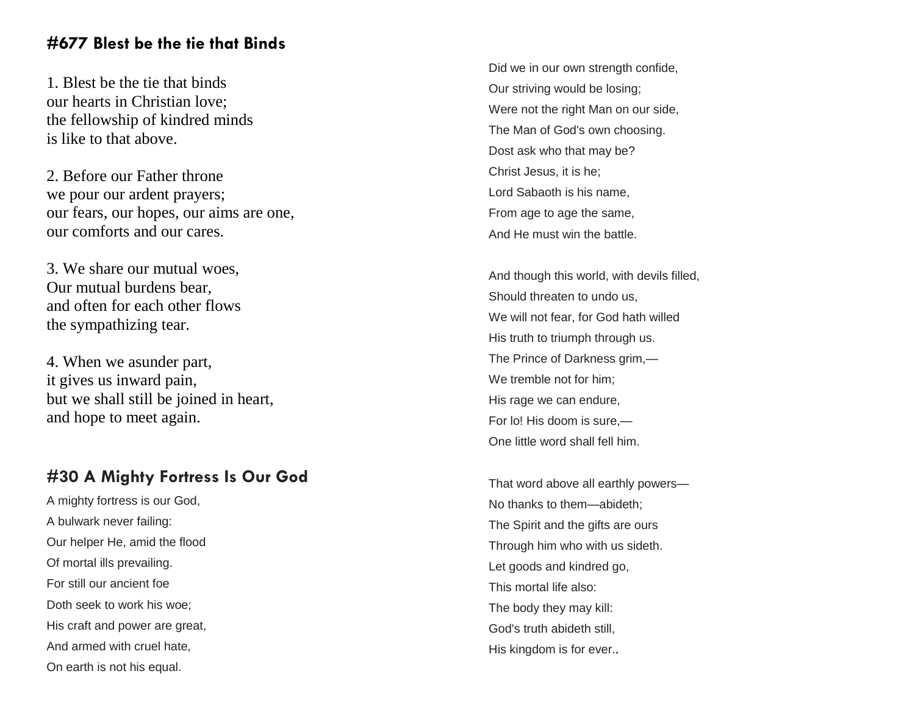## #677 Blest be the tie that Binds

1. Blest be the tie that binds
our hearts in Christian love;
the fellowship of kindred minds
is like to that above.

2. Before our Father throne
we pour our ardent prayers;
our fears, our hopes, our aims are one,
our comforts and our cares.

3. We share our mutual woes,
Our mutual burdens bear,
and often for each other flows
the sympathizing tear.

4. When we asunder part,
it gives us inward pain,
but we shall still be joined in heart,
and hope to meet again.

## #30 A Mighty Fortress Is Our God

A mighty fortress is our God,
A bulwark never failing:
Our helper He, amid the flood
Of mortal ills prevailing.
For still our ancient foe
Doth seek to work his woe;
His craft and power are great,
And armed with cruel hate,
On earth is not his equal.

Did we in our own strength confide,
Our striving would be losing;
Were not the right Man on our side,
The Man of God's own choosing.
Dost ask who that may be?
Christ Jesus, it is he;
Lord Sabaoth is his name,
From age to age the same,
And He must win the battle.

And though this world, with devils filled,
Should threaten to undo us,
We will not fear, for God hath willed
His truth to triumph through us.
The Prince of Darkness grim,—
We tremble not for him;
His rage we can endure,
For lo! His doom is sure,—
One little word shall fell him.

That word above all earthly powers—
No thanks to them—abideth;
The Spirit and the gifts are ours
Through him who with us sideth.
Let goods and kindred go,
This mortal life also:
The body they may kill:
God's truth abideth still,
His kingdom is for ever..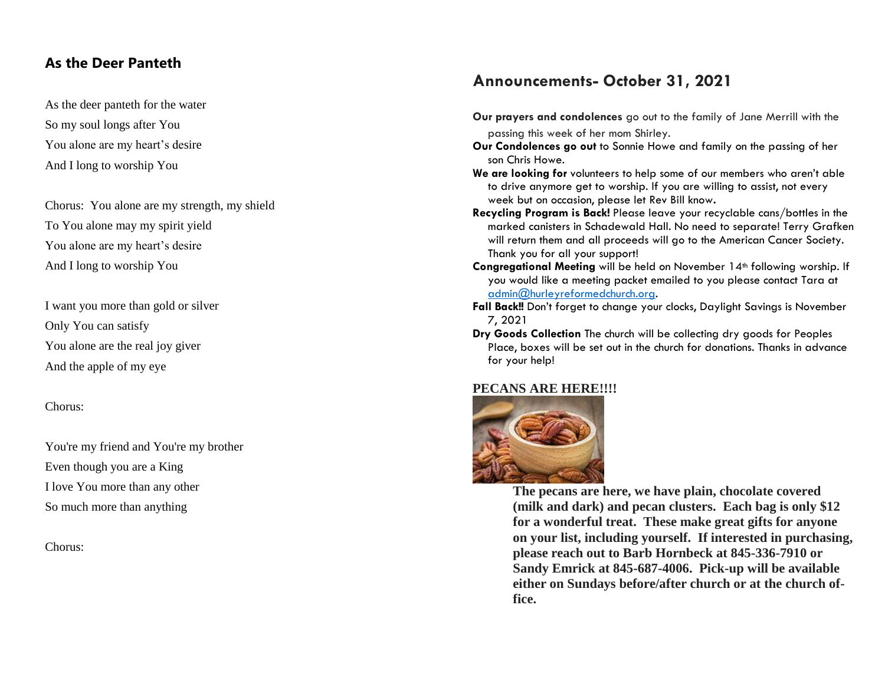## As the Deer Panteth

As the deer panteth for the water
So my soul longs after You
You alone are my heart's desire
And I long to worship You

Chorus: You alone are my strength, my shield
To You alone may my spirit yield
You alone are my heart's desire
And I long to worship You

I want you more than gold or silver
Only You can satisfy
You alone are the real joy giver
And the apple of my eye

Chorus:

You're my friend and You're my brother
Even though you are a King
I love You more than any other
So much more than anything

Chorus:

## Announcements- October 31, 2021

**Our prayers and condolences** go out to the family of Jane Merrill with the passing this week of her mom Shirley.

**Our Condolences go out** to Sonnie Howe and family on the passing of her son Chris Howe.

**We are looking for** volunteers to help some of our members who aren't able to drive anymore get to worship. If you are willing to assist, not every week but on occasion, please let Rev Bill know.

**Recycling Program is Back!** Please leave your recyclable cans/bottles in the marked canisters in Schadewald Hall. No need to separate! Terry Grafken will return them and all proceeds will go to the American Cancer Society. Thank you for all your support!

**Congregational Meeting** will be held on November 14th following worship. If you would like a meeting packet emailed to you please contact Tara at admin@hurleyreformedchurch.org.

**Fall Back!!** Don't forget to change your clocks, Daylight Savings is November 7, 2021

**Dry Goods Collection** The church will be collecting dry goods for Peoples Place, boxes will be set out in the church for donations. Thanks in advance for your help!

**PECANS ARE HERE!!!!**

**The pecans are here, we have plain, chocolate covered (milk and dark) and pecan clusters. Each bag is only $12 for a wonderful treat. These make great gifts for anyone on your list, including yourself. If interested in purchasing, please reach out to Barb Hornbeck at 845-336-7910 or Sandy Emrick at 845-687-4006. Pick-up will be available either on Sundays before/after church or at the church office.**